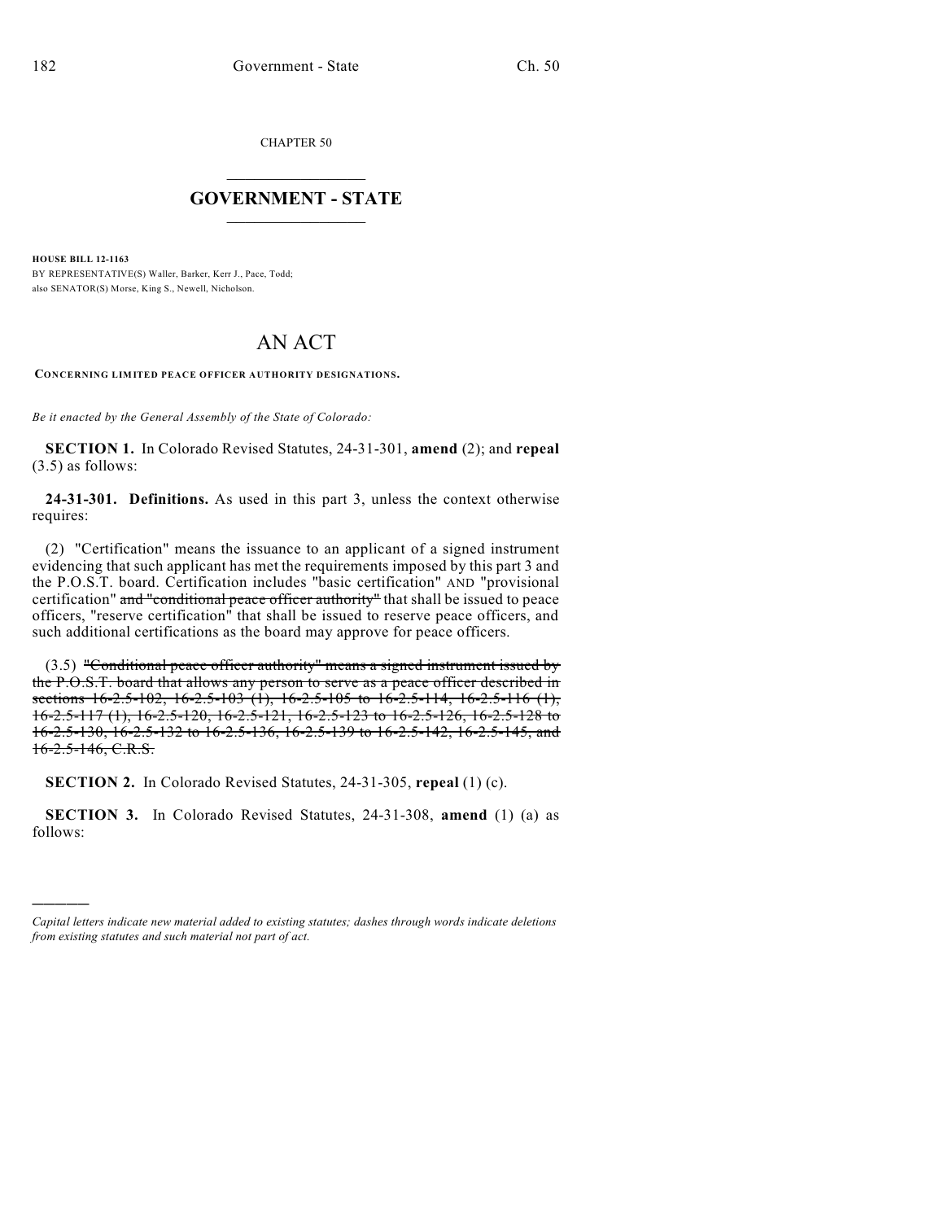CHAPTER 50

## GOVERNMENT - STATE

**HOUSE BILL 12-1163**

BY REPRESENTATIVE(S) Waller, Barker, Kerr J., Pace, Todd;
also SENATOR(S) Morse, King S., Newell, Nicholson.

# AN ACT

**CONCERNING LIMITED PEACE OFFICER AUTHORITY DESIGNATIONS.**

*Be it enacted by the General Assembly of the State of Colorado:*

**SECTION 1.** In Colorado Revised Statutes, 24-31-301, **amend** (2); and **repeal** (3.5) as follows:

**24-31-301. Definitions.** As used in this part 3, unless the context otherwise requires:

(2) "Certification" means the issuance to an applicant of a signed instrument evidencing that such applicant has met the requirements imposed by this part 3 and the P.O.S.T. board. Certification includes "basic certification" AND "provisional certification" ~~and "conditional peace officer authority"~~ that shall be issued to peace officers, "reserve certification" that shall be issued to reserve peace officers, and such additional certifications as the board may approve for peace officers.

(3.5) ~~"Conditional peace officer authority" means a signed instrument issued by the P.O.S.T. board that allows any person to serve as a peace officer described in sections 16-2.5-102, 16-2.5-103 (1), 16-2.5-105 to 16-2.5-114, 16-2.5-116 (1), 16-2.5-117 (1), 16-2.5-120, 16-2.5-121, 16-2.5-123 to 16-2.5-126, 16-2.5-128 to 16-2.5-130, 16-2.5-132 to 16-2.5-136, 16-2.5-139 to 16-2.5-142, 16-2.5-145, and 16-2.5-146, C.R.S.~~

**SECTION 2.** In Colorado Revised Statutes, 24-31-305, **repeal** (1) (c).

**SECTION 3.** In Colorado Revised Statutes, 24-31-308, **amend** (1) (a) as follows:

---

*Capital letters indicate new material added to existing statutes; dashes through words indicate deletions from existing statutes and such material not part of act.*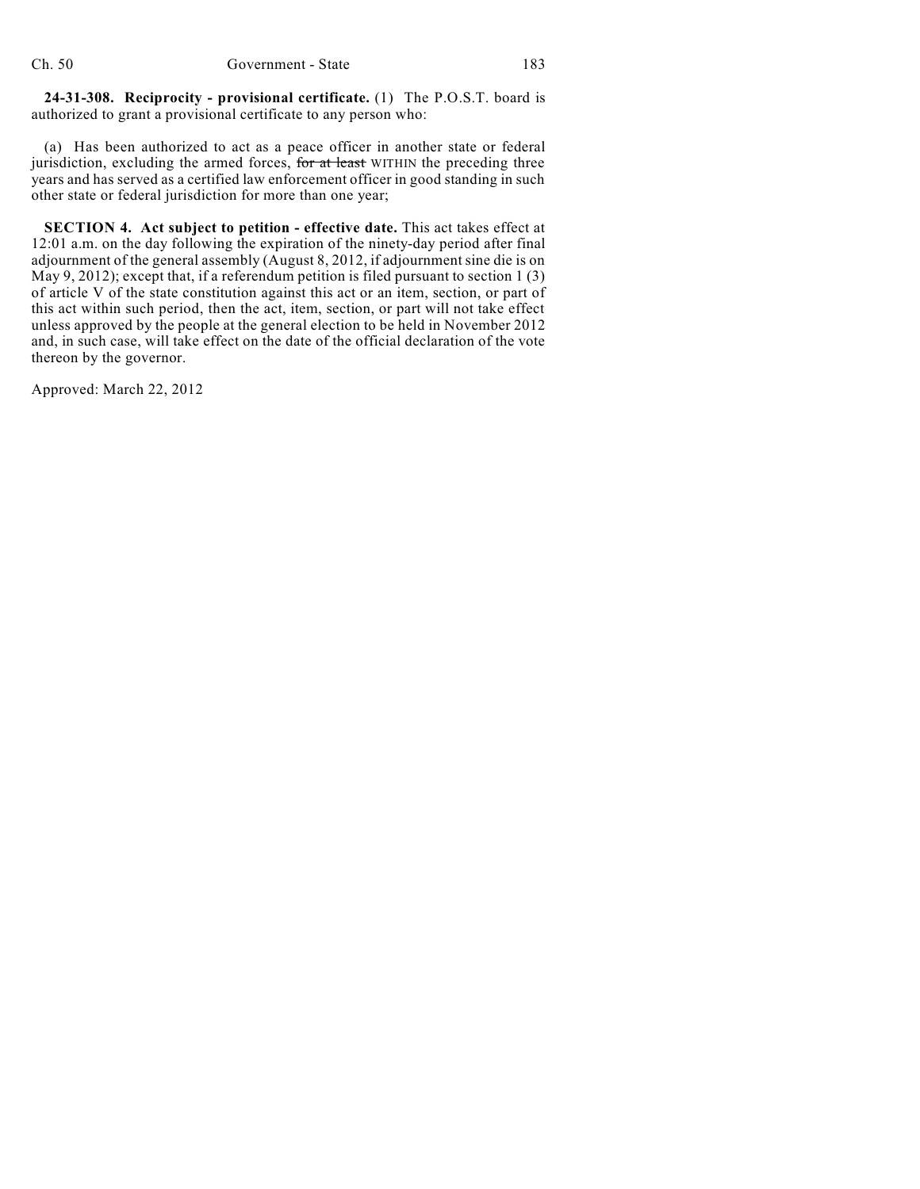**24-31-308. Reciprocity - provisional certificate.** (1) The P.O.S.T. board is authorized to grant a provisional certificate to any person who:

(a) Has been authorized to act as a peace officer in another state or federal jurisdiction, excluding the armed forces, ~~for at least~~ WITHIN the preceding three years and has served as a certified law enforcement officer in good standing in such other state or federal jurisdiction for more than one year;

**SECTION 4. Act subject to petition - effective date.** This act takes effect at 12:01 a.m. on the day following the expiration of the ninety-day period after final adjournment of the general assembly (August 8, 2012, if adjournment sine die is on May 9, 2012); except that, if a referendum petition is filed pursuant to section 1 (3) of article V of the state constitution against this act or an item, section, or part of this act within such period, then the act, item, section, or part will not take effect unless approved by the people at the general election to be held in November 2012 and, in such case, will take effect on the date of the official declaration of the vote thereon by the governor.

Approved: March 22, 2012